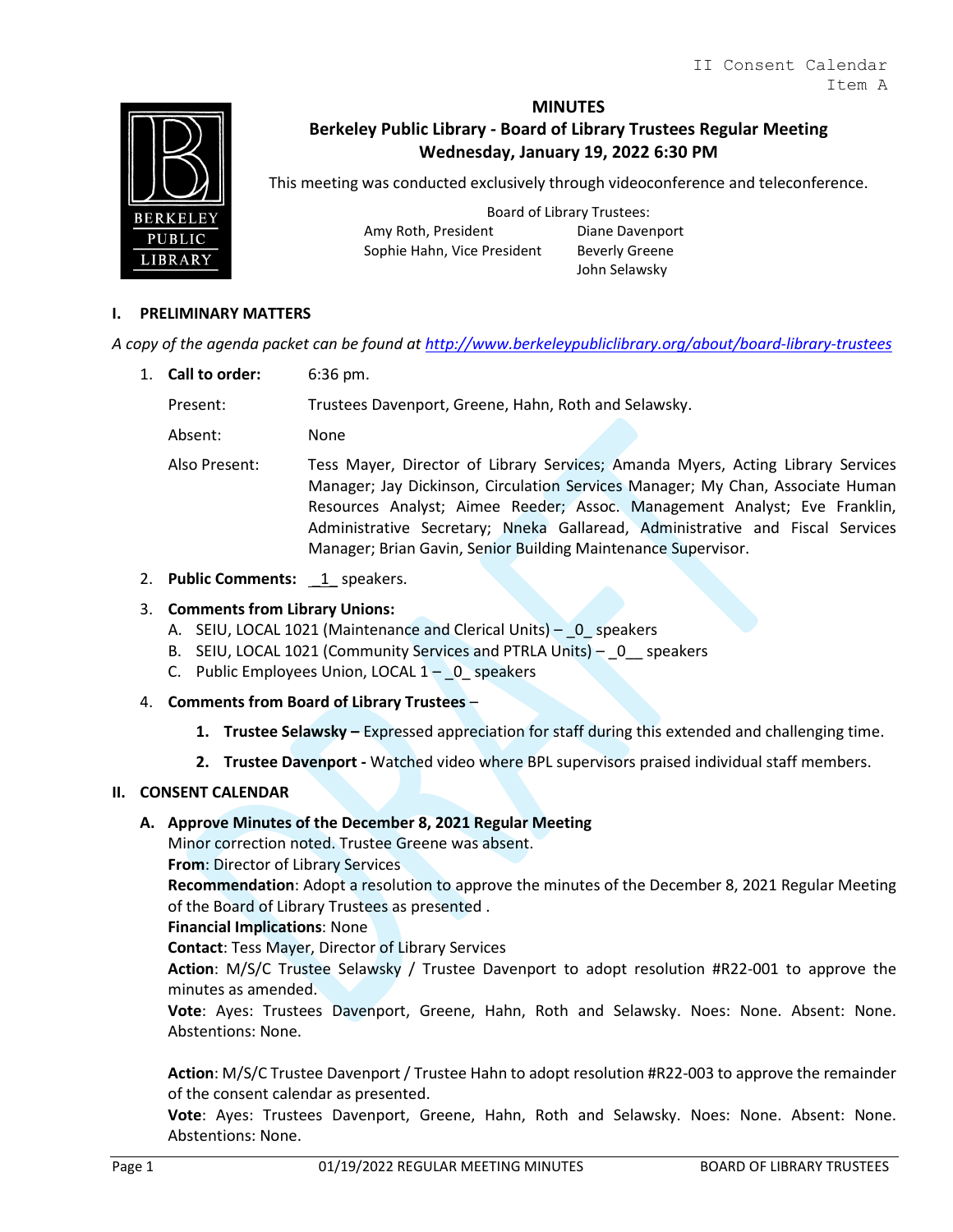II Consent Calendar
Item A

# MINUTES

## Berkeley Public Library - Board of Library Trustees Regular Meeting
## Wednesday, January 19, 2022 6:30 PM

This meeting was conducted exclusively through videoconference and teleconference.

Board of Library Trustees:

| | |
|---|---|
| Amy Roth, President | Diane Davenport |
| Sophie Hahn, Vice President | Beverly Greene |
| | John Selawsky |

## I. PRELIMINARY MATTERS

*A copy of the agenda packet can be found at http://www.berkeleypubliclibrary.org/about/board-library-trustees*

1. **Call to order:** 6:36 pm.

   Present: Trustees Davenport, Greene, Hahn, Roth and Selawsky.

   Absent: None

   Also Present: Tess Mayer, Director of Library Services; Amanda Myers, Acting Library Services Manager; Jay Dickinson, Circulation Services Manager; My Chan, Associate Human Resources Analyst; Aimee Reeder; Assoc. Management Analyst; Eve Franklin, Administrative Secretary; Nneka Gallaread, Administrative and Fiscal Services Manager; Brian Gavin, Senior Building Maintenance Supervisor.

2. **Public Comments:** _1_ speakers.

3. **Comments from Library Unions:**
   A. SEIU, LOCAL 1021 (Maintenance and Clerical Units) – _0_ speakers
   B. SEIU, LOCAL 1021 (Community Services and PTRLA Units) – _0__ speakers
   C. Public Employees Union, LOCAL 1 – _0_ speakers

4. **Comments from Board of Library Trustees** –
   1. **Trustee Selawsky –** Expressed appreciation for staff during this extended and challenging time.
   2. **Trustee Davenport -** Watched video where BPL supervisors praised individual staff members.

## II. CONSENT CALENDAR

**A. Approve Minutes of the December 8, 2021 Regular Meeting**

Minor correction noted. Trustee Greene was absent.

**From**: Director of Library Services

**Recommendation**: Adopt a resolution to approve the minutes of the December 8, 2021 Regular Meeting of the Board of Library Trustees as presented .

**Financial Implications**: None

**Contact**: Tess Mayer, Director of Library Services

**Action**: M/S/C Trustee Selawsky / Trustee Davenport to adopt resolution #R22-001 to approve the minutes as amended.

**Vote**: Ayes: Trustees Davenport, Greene, Hahn, Roth and Selawsky. Noes: None. Absent: None. Abstentions: None.

**Action**: M/S/C Trustee Davenport / Trustee Hahn to adopt resolution #R22-003 to approve the remainder of the consent calendar as presented.

**Vote**: Ayes: Trustees Davenport, Greene, Hahn, Roth and Selawsky. Noes: None. Absent: None. Abstentions: None.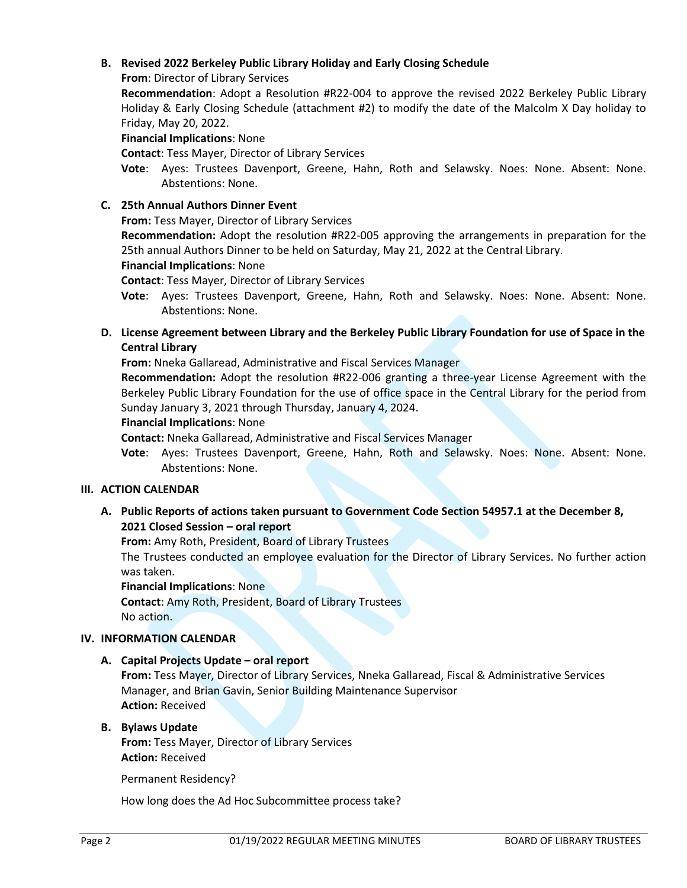B. **Revised 2022 Berkeley Public Library Holiday and Early Closing Schedule**

**From**: Director of Library Services

**Recommendation**: Adopt a Resolution #R22-004 to approve the revised 2022 Berkeley Public Library Holiday & Early Closing Schedule (attachment #2) to modify the date of the Malcolm X Day holiday to Friday, May 20, 2022.

**Financial Implications**: None

**Contact**: Tess Mayer, Director of Library Services

**Vote**: Ayes: Trustees Davenport, Greene, Hahn, Roth and Selawsky. Noes: None. Absent: None. Abstentions: None.

C. **25th Annual Authors Dinner Event**

**From:** Tess Mayer, Director of Library Services

**Recommendation:** Adopt the resolution #R22-005 approving the arrangements in preparation for the 25th annual Authors Dinner to be held on Saturday, May 21, 2022 at the Central Library.

**Financial Implications**: None

**Contact**: Tess Mayer, Director of Library Services

**Vote**: Ayes: Trustees Davenport, Greene, Hahn, Roth and Selawsky. Noes: None. Absent: None. Abstentions: None.

D. **License Agreement between Library and the Berkeley Public Library Foundation for use of Space in the Central Library**

**From:** Nneka Gallaread, Administrative and Fiscal Services Manager

**Recommendation:** Adopt the resolution #R22-006 granting a three-year License Agreement with the Berkeley Public Library Foundation for the use of office space in the Central Library for the period from Sunday January 3, 2021 through Thursday, January 4, 2024.

**Financial Implications**: None

**Contact:** Nneka Gallaread, Administrative and Fiscal Services Manager

**Vote**: Ayes: Trustees Davenport, Greene, Hahn, Roth and Selawsky. Noes: None. Absent: None. Abstentions: None.

## III. ACTION CALENDAR

A. **Public Reports of actions taken pursuant to Government Code Section 54957.1 at the December 8, 2021 Closed Session – oral report**

**From:** Amy Roth, President, Board of Library Trustees

The Trustees conducted an employee evaluation for the Director of Library Services. No further action was taken.

**Financial Implications**: None

**Contact**: Amy Roth, President, Board of Library Trustees

No action.

## IV. INFORMATION CALENDAR

A. **Capital Projects Update – oral report**

**From:** Tess Mayer, Director of Library Services, Nneka Gallaread, Fiscal & Administrative Services Manager, and Brian Gavin, Senior Building Maintenance Supervisor

**Action:** Received

B. **Bylaws Update**

**From:** Tess Mayer, Director of Library Services

**Action:** Received

Permanent Residency?

How long does the Ad Hoc Subcommittee process take?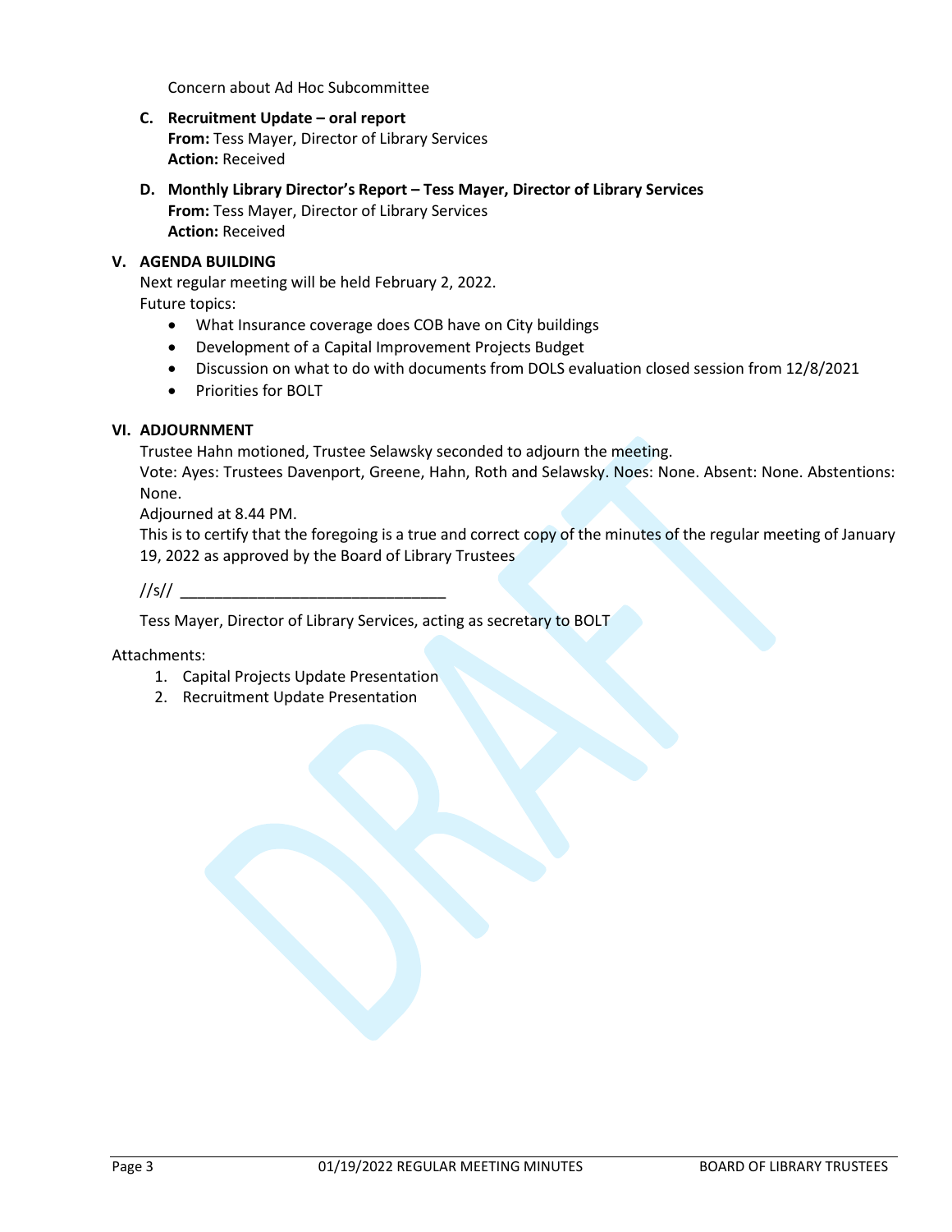Concern about Ad Hoc Subcommittee

**C. Recruitment Update – oral report**
**From:** Tess Mayer, Director of Library Services
**Action:** Received

**D. Monthly Library Director's Report – Tess Mayer, Director of Library Services**
**From:** Tess Mayer, Director of Library Services
**Action:** Received

## V. AGENDA BUILDING

Next regular meeting will be held February 2, 2022.
Future topics:

- What Insurance coverage does COB have on City buildings
- Development of a Capital Improvement Projects Budget
- Discussion on what to do with documents from DOLS evaluation closed session from 12/8/2021
- Priorities for BOLT

## VI. ADJOURNMENT

Trustee Hahn motioned, Trustee Selawsky seconded to adjourn the meeting.
Vote: Ayes: Trustees Davenport, Greene, Hahn, Roth and Selawsky. Noes: None. Absent: None. Abstentions: None.
Adjourned at 8.44 PM.
This is to certify that the foregoing is a true and correct copy of the minutes of the regular meeting of January 19, 2022 as approved by the Board of Library Trustees

//s// ______________________________

Tess Mayer, Director of Library Services, acting as secretary to BOLT

Attachments:

1. Capital Projects Update Presentation
2. Recruitment Update Presentation

DRAFT